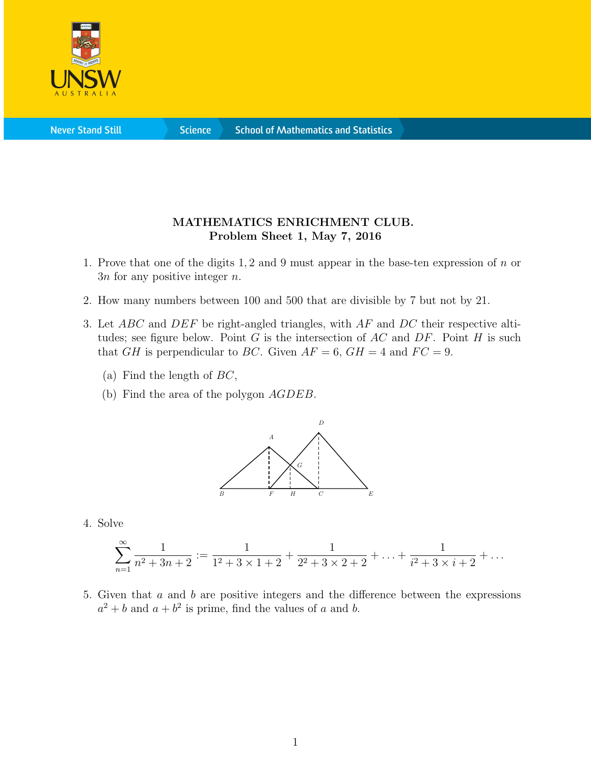**MATHEMATICS ENRICHMENT CLUB.**
**Problem Sheet 1, May 7, 2016**

1. Prove that one of the digits $1, 2$ and $9$ must appear in the base-ten expression of $n$ or $3n$ for any positive integer $n$.

2. How many numbers between 100 and 500 that are divisible by 7 but not by 21.

3. Let $ABC$ and $DEF$ be right-angled triangles, with $AF$ and $DC$ their respective altitudes; see figure below. Point $G$ is the intersection of $AC$ and $DF$. Point $H$ is such that $GH$ is perpendicular to $BC$. Given $AF = 6$, $GH = 4$ and $FC = 9$.

   (a) Find the length of $BC$,

   (b) Find the area of the polygon $AGDEB$.

4. Solve

$$\sum_{n=1}^{\infty} \frac{1}{n^2 + 3n + 2} := \frac{1}{1^2 + 3 \times 1 + 2} + \frac{1}{2^2 + 3 \times 2 + 2} + \ldots + \frac{1}{i^2 + 3 \times i + 2} + \ldots$$

5. Given that $a$ and $b$ are positive integers and the difference between the expressions $a^2 + b$ and $a + b^2$ is prime, find the values of $a$ and $b$.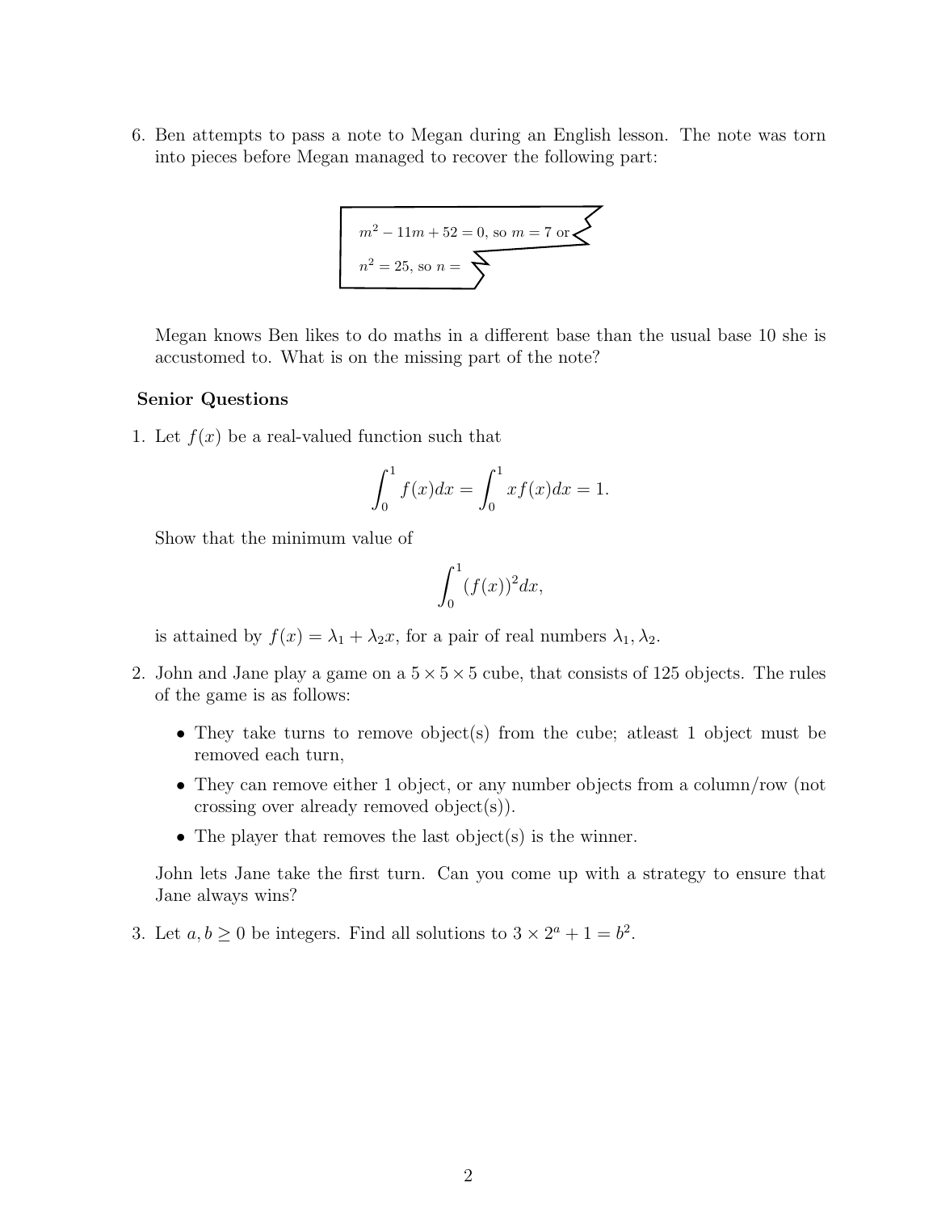6. Ben attempts to pass a note to Megan during an English lesson. The note was torn into pieces before Megan managed to recover the following part:

$m^2 - 11m + 52 = 0$, so $m = 7$ or

$n^2 = 25$, so $n =$

Megan knows Ben likes to do maths in a different base than the usual base 10 she is accustomed to. What is on the missing part of the note?

**Senior Questions**

1. Let $f(x)$ be a real-valued function such that

$$\int_0^1 f(x)dx = \int_0^1 xf(x)dx = 1.$$

Show that the minimum value of

$$\int_0^1 (f(x))^2 dx,$$

is attained by $f(x) = \lambda_1 + \lambda_2 x$, for a pair of real numbers $\lambda_1, \lambda_2$.

2. John and Jane play a game on a $5 \times 5 \times 5$ cube, that consists of 125 objects. The rules of the game is as follows:

   - They take turns to remove object(s) from the cube; atleast 1 object must be removed each turn,
   - They can remove either 1 object, or any number objects from a column/row (not crossing over already removed object(s)).
   - The player that removes the last object(s) is the winner.

   John lets Jane take the first turn. Can you come up with a strategy to ensure that Jane always wins?

3. Let $a, b \geq 0$ be integers. Find all solutions to $3 \times 2^a + 1 = b^2$.